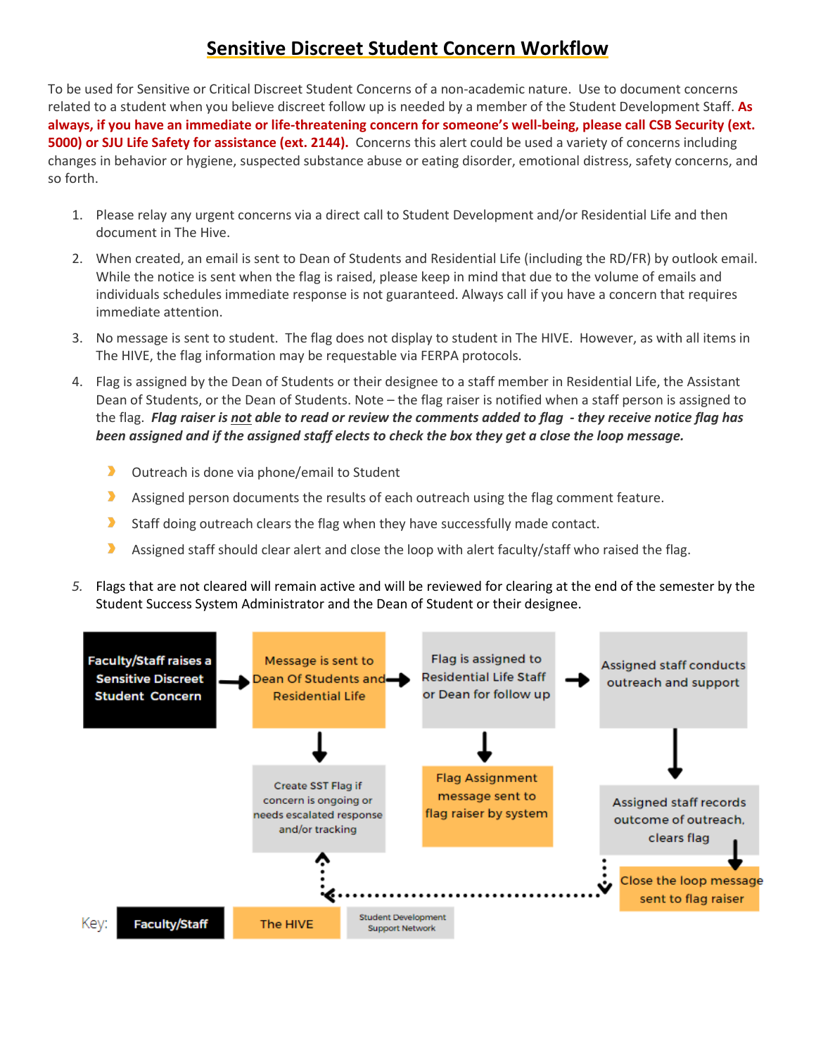# Sensitive Discreet Student Concern Workflow

To be used for Sensitive or Critical Discreet Student Concerns of a non-academic nature. Use to document concerns related to a student when you believe discreet follow up is needed by a member of the Student Development Staff. **As always, if you have an immediate or life-threatening concern for someone's well-being, please call CSB Security (ext. 5000) or SJU Life Safety for assistance (ext. 2144).** Concerns this alert could be used a variety of concerns including changes in behavior or hygiene, suspected substance abuse or eating disorder, emotional distress, safety concerns, and so forth.

1. Please relay any urgent concerns via a direct call to Student Development and/or Residential Life and then document in The Hive.
2. When created, an email is sent to Dean of Students and Residential Life (including the RD/FR) by outlook email. While the notice is sent when the flag is raised, please keep in mind that due to the volume of emails and individuals schedules immediate response is not guaranteed. Always call if you have a concern that requires immediate attention.
3. No message is sent to student. The flag does not display to student in The HIVE. However, as with all items in The HIVE, the flag information may be requestable via FERPA protocols.
4. Flag is assigned by the Dean of Students or their designee to a staff member in Residential Life, the Assistant Dean of Students, or the Dean of Students. Note – the flag raiser is notified when a staff person is assigned to the flag. ***Flag raiser is <u>not</u> able to read or review the comments added to flag - they receive notice flag has been assigned and if the assigned staff elects to check the box they get a close the loop message.***
   - Outreach is done via phone/email to Student
   - Assigned person documents the results of each outreach using the flag comment feature.
   - Staff doing outreach clears the flag when they have successfully made contact.
   - Assigned staff should clear alert and close the loop with alert faculty/staff who raised the flag.
5. Flags that are not cleared will remain active and will be reviewed for clearing at the end of the semester by the Student Success System Administrator and the Dean of Student or their designee.

Faculty/Staff raises a Sensitive Discreet Student Concern → Message is sent to Dean Of Students and Residential Life → Flag is assigned to Residential Life Staff or Dean for follow up → Assigned staff conducts outreach and support

Message is sent to Dean Of Students and Residential Life ↓ Create SST Flag if concern is ongoing or needs escalated response and/or tracking

Flag is assigned to Residential Life Staff or Dean for follow up ↓ Flag Assignment message sent to flag raiser by system

Assigned staff conducts outreach and support ↓ Assigned staff records outcome of outreach, clears flag ↓ Close the loop message sent to flag raiser

Assigned staff records outcome of outreach, clears flag ⇢ Create SST Flag if concern is ongoing or needs escalated response and/or tracking

Key: Faculty/Staff | The HIVE | Student Development Support Network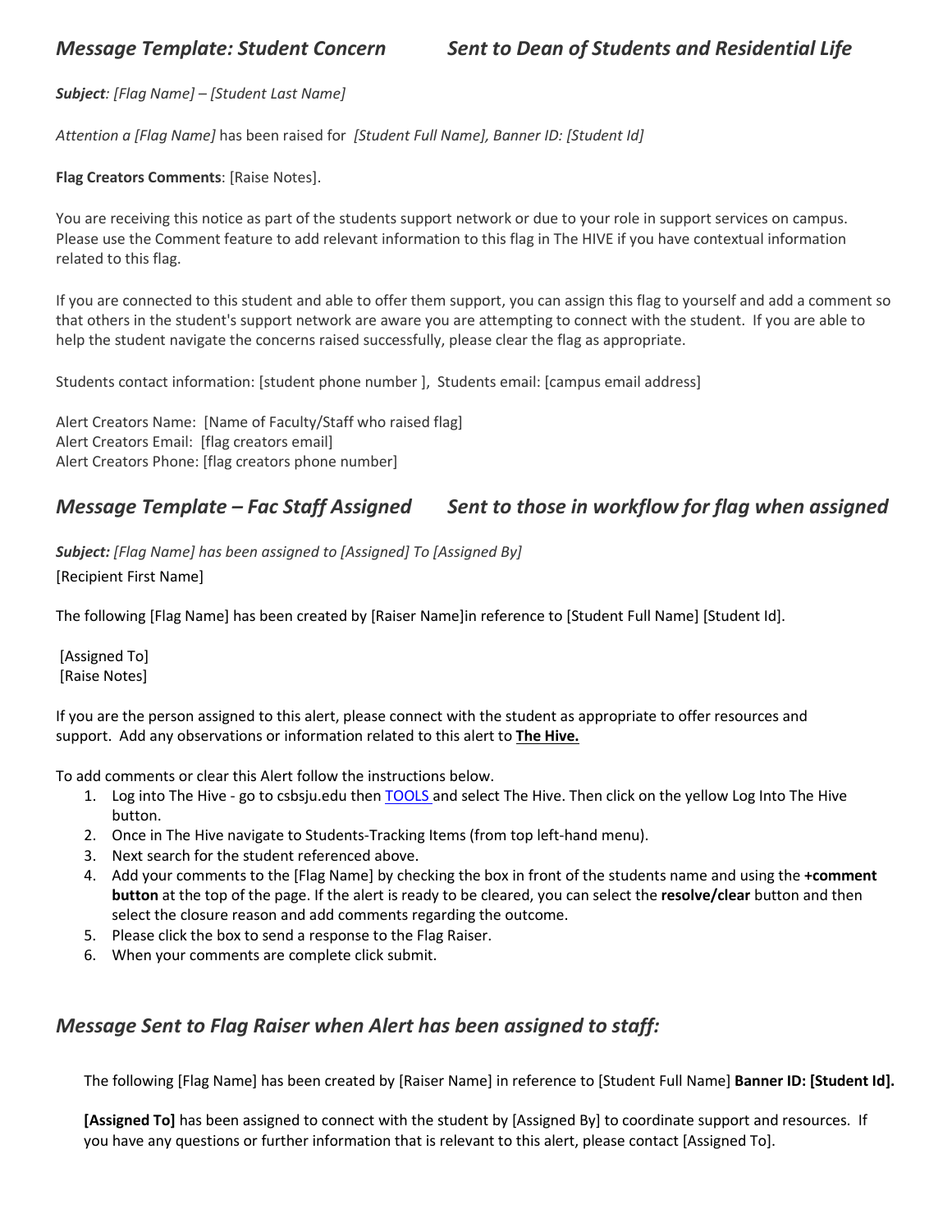## *Message Template: Student Concern* *Sent to Dean of Students and Residential Life*

***Subject**: [Flag Name] – [Student Last Name]*

*Attention a [Flag Name]* has been raised for *[Student Full Name], Banner ID: [Student Id]*

**Flag Creators Comments**: [Raise Notes].

You are receiving this notice as part of the students support network or due to your role in support services on campus. Please use the Comment feature to add relevant information to this flag in The HIVE if you have contextual information related to this flag.

If you are connected to this student and able to offer them support, you can assign this flag to yourself and add a comment so that others in the student's support network are aware you are attempting to connect with the student. If you are able to help the student navigate the concerns raised successfully, please clear the flag as appropriate.

Students contact information: [student phone number ], Students email: [campus email address]

Alert Creators Name: [Name of Faculty/Staff who raised flag]
Alert Creators Email: [flag creators email]
Alert Creators Phone: [flag creators phone number]

## *Message Template – Fac Staff Assigned* *Sent to those in workflow for flag when assigned*

***Subject:** [Flag Name] has been assigned to [Assigned] To [Assigned By]*

[Recipient First Name]

The following [Flag Name] has been created by [Raiser Name]in reference to [Student Full Name] [Student Id].

[Assigned To]
[Raise Notes]

If you are the person assigned to this alert, please connect with the student as appropriate to offer resources and support. Add any observations or information related to this alert to **The Hive.**

To add comments or clear this Alert follow the instructions below.

1. Log into The Hive - go to csbsju.edu then TOOLS and select The Hive. Then click on the yellow Log Into The Hive button.
2. Once in The Hive navigate to Students-Tracking Items (from top left-hand menu).
3. Next search for the student referenced above.
4. Add your comments to the [Flag Name] by checking the box in front of the students name and using the **+comment button** at the top of the page. If the alert is ready to be cleared, you can select the **resolve/clear** button and then select the closure reason and add comments regarding the outcome.
5. Please click the box to send a response to the Flag Raiser.
6. When your comments are complete click submit.

## *Message Sent to Flag Raiser when Alert has been assigned to staff:*

The following [Flag Name] has been created by [Raiser Name] in reference to [Student Full Name] **Banner ID: [Student Id].**

**[Assigned To]** has been assigned to connect with the student by [Assigned By] to coordinate support and resources. If you have any questions or further information that is relevant to this alert, please contact [Assigned To].